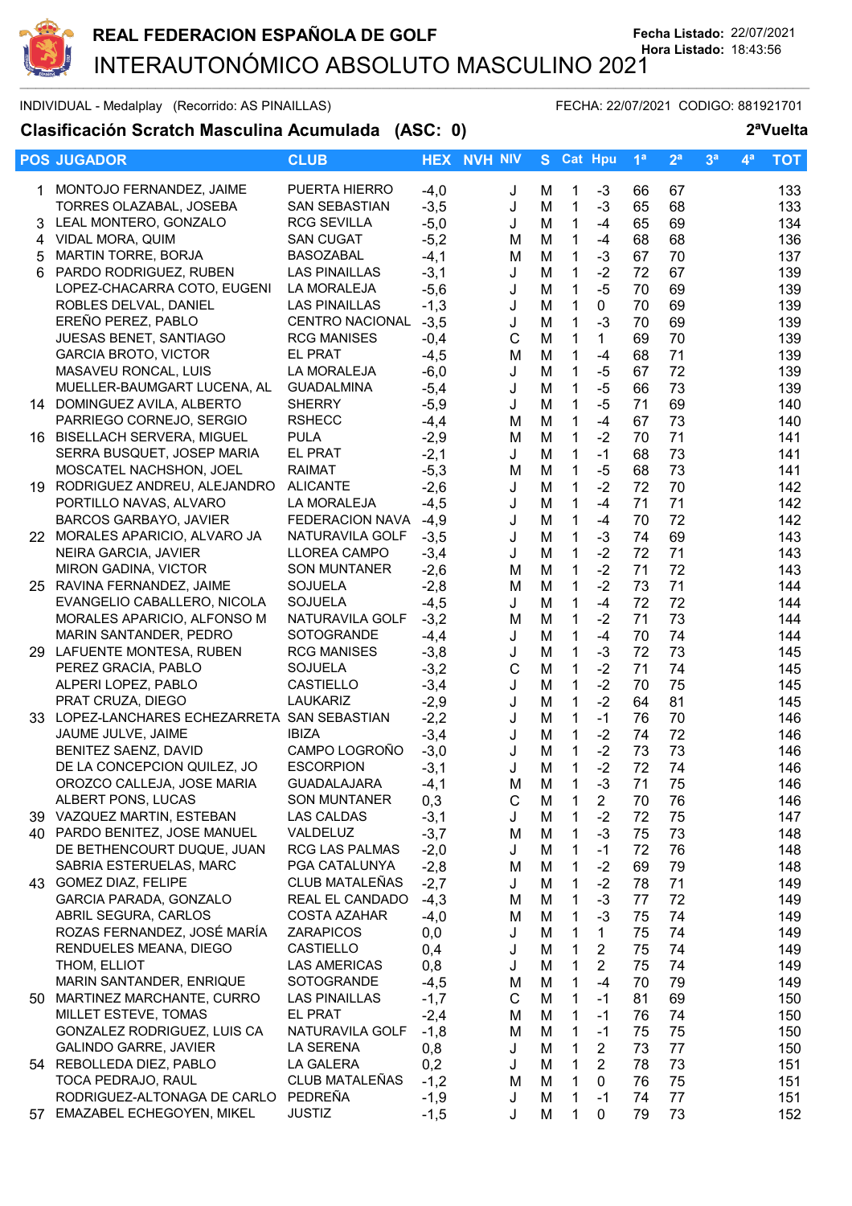# REAL FEDERACION ESPAÑOLA DE GOLF

Fecha Listado: 22/07/2021
Hora Listado: 18:43:56

## INTERAUTONÓMICO ABSOLUTO MASCULINO 2021

INDIVIDUAL - Medalplay (Recorrido: AS PINAILLAS) FECHA: 22/07/2021 CODIGO: 881921701

### Clasificación Scratch Masculina Acumulada (ASC: 0) 2ªVuelta

| POS | JUGADOR | CLUB | HEX | NVH | NIV | S | Cat | Hpu | 1ª | 2ª | 3ª | 4ª | TOT |
|---|---|---|---|---|---|---|---|---|---|---|---|---|---|
| 1 | MONTOJO FERNANDEZ, JAIME | PUERTA HIERRO | -4,0 | | J | M | 1 | -3 | 66 | 67 | | | 133 |
| | TORRES OLAZABAL, JOSEBA | SAN SEBASTIAN | -3,5 | | J | M | 1 | -3 | 65 | 68 | | | 133 |
| 3 | LEAL MONTERO, GONZALO | RCG SEVILLA | -5,0 | | J | M | 1 | -4 | 65 | 69 | | | 134 |
| 4 | VIDAL MORA, QUIM | SAN CUGAT | -5,2 | | M | M | 1 | -4 | 68 | 68 | | | 136 |
| 5 | MARTIN TORRE, BORJA | BASOZABAL | -4,1 | | M | M | 1 | -3 | 67 | 70 | | | 137 |
| 6 | PARDO RODRIGUEZ, RUBEN | LAS PINAILLAS | -3,1 | | J | M | 1 | -2 | 72 | 67 | | | 139 |
| | LOPEZ-CHACARRA COTO, EUGENI | LA MORALEJA | -5,6 | | J | M | 1 | -5 | 70 | 69 | | | 139 |
| | ROBLES DELVAL, DANIEL | LAS PINAILLAS | -1,3 | | J | M | 1 | 0 | 70 | 69 | | | 139 |
| | EREÑO PEREZ, PABLO | CENTRO NACIONAL | -3,5 | | J | M | 1 | -3 | 70 | 69 | | | 139 |
| | JUESAS BENET, SANTIAGO | RCG MANISES | -0,4 | | C | M | 1 | 1 | 69 | 70 | | | 139 |
| | GARCIA BROTO, VICTOR | EL PRAT | -4,5 | | M | M | 1 | -4 | 68 | 71 | | | 139 |
| | MASAVEU RONCAL, LUIS | LA MORALEJA | -6,0 | | J | M | 1 | -5 | 67 | 72 | | | 139 |
| | MUELLER-BAUMGART LUCENA, AL | GUADALMINA | -5,4 | | J | M | 1 | -5 | 66 | 73 | | | 139 |
| 14 | DOMINGUEZ AVILA, ALBERTO | SHERRY | -5,9 | | J | M | 1 | -5 | 71 | 69 | | | 140 |
| | PARRIEGO CORNEJO, SERGIO | RSHECC | -4,4 | | M | M | 1 | -4 | 67 | 73 | | | 140 |
| 16 | BISELLACH SERVERA, MIGUEL | PULA | -2,9 | | M | M | 1 | -2 | 70 | 71 | | | 141 |
| | SERRA BUSQUET, JOSEP MARIA | EL PRAT | -2,1 | | J | M | 1 | -1 | 68 | 73 | | | 141 |
| | MOSCATEL NACHSHON, JOEL | RAIMAT | -5,3 | | M | M | 1 | -5 | 68 | 73 | | | 141 |
| 19 | RODRIGUEZ ANDREU, ALEJANDRO | ALICANTE | -2,6 | | J | M | 1 | -2 | 72 | 70 | | | 142 |
| | PORTILLO NAVAS, ALVARO | LA MORALEJA | -4,5 | | J | M | 1 | -4 | 71 | 71 | | | 142 |
| | BARCOS GARBAYO, JAVIER | FEDERACION NAVA | -4,9 | | J | M | 1 | -4 | 70 | 72 | | | 142 |
| 22 | MORALES APARICIO, ALVARO JA | NATURAVILA GOLF | -3,5 | | J | M | 1 | -3 | 74 | 69 | | | 143 |
| | NEIRA GARCIA, JAVIER | LLOREA CAMPO | -3,4 | | J | M | 1 | -2 | 72 | 71 | | | 143 |
| | MIRON GADINA, VICTOR | SON MUNTANER | -2,6 | | M | M | 1 | -2 | 71 | 72 | | | 143 |
| 25 | RAVINA FERNANDEZ, JAIME | SOJUELA | -2,8 | | M | M | 1 | -2 | 73 | 71 | | | 144 |
| | EVANGELIO CABALLERO, NICOLA | SOJUELA | -4,5 | | J | M | 1 | -4 | 72 | 72 | | | 144 |
| | MORALES APARICIO, ALFONSO M | NATURAVILA GOLF | -3,2 | | M | M | 1 | -2 | 71 | 73 | | | 144 |
| | MARIN SANTANDER, PEDRO | SOTOGRANDE | -4,4 | | J | M | 1 | -4 | 70 | 74 | | | 144 |
| 29 | LAFUENTE MONTESA, RUBEN | RCG MANISES | -3,8 | | J | M | 1 | -3 | 72 | 73 | | | 145 |
| | PEREZ GRACIA, PABLO | SOJUELA | -3,2 | | C | M | 1 | -2 | 71 | 74 | | | 145 |
| | ALPERI LOPEZ, PABLO | CASTIELLO | -3,4 | | J | M | 1 | -2 | 70 | 75 | | | 145 |
| | PRAT CRUZA, DIEGO | LAUKARIZ | -2,9 | | J | M | 1 | -2 | 64 | 81 | | | 145 |
| 33 | LOPEZ-LANCHARES ECHEZARRETA | SAN SEBASTIAN | -2,2 | | J | M | 1 | -1 | 76 | 70 | | | 146 |
| | JAUME JULVE, JAIME | IBIZA | -3,4 | | J | M | 1 | -2 | 74 | 72 | | | 146 |
| | BENITEZ SAENZ, DAVID | CAMPO LOGROÑO | -3,0 | | J | M | 1 | -2 | 73 | 73 | | | 146 |
| | DE LA CONCEPCION QUILEZ, JO | ESCORPION | -3,1 | | J | M | 1 | -2 | 72 | 74 | | | 146 |
| | OROZCO CALLEJA, JOSE MARIA | GUADALAJARA | -4,1 | | M | M | 1 | -3 | 71 | 75 | | | 146 |
| | ALBERT PONS, LUCAS | SON MUNTANER | 0,3 | | C | M | 1 | 2 | 70 | 76 | | | 146 |
| 39 | VAZQUEZ MARTIN, ESTEBAN | LAS CALDAS | -3,1 | | J | M | 1 | -2 | 72 | 75 | | | 147 |
| 40 | PARDO BENITEZ, JOSE MANUEL | VALDELUZ | -3,7 | | M | M | 1 | -3 | 75 | 73 | | | 148 |
| | DE BETHENCOURT DUQUE, JUAN | RCG LAS PALMAS | -2,0 | | J | M | 1 | -1 | 72 | 76 | | | 148 |
| | SABRIA ESTERUELAS, MARC | PGA CATALUNYA | -2,8 | | M | M | 1 | -2 | 69 | 79 | | | 148 |
| 43 | GOMEZ DIAZ, FELIPE | CLUB MATALEÑAS | -2,7 | | J | M | 1 | -2 | 78 | 71 | | | 149 |
| | GARCIA PARADA, GONZALO | REAL EL CANDADO | -4,3 | | M | M | 1 | -3 | 77 | 72 | | | 149 |
| | ABRIL SEGURA, CARLOS | COSTA AZAHAR | -4,0 | | M | M | 1 | -3 | 75 | 74 | | | 149 |
| | ROZAS FERNANDEZ, JOSÉ MARÍA | ZARAPICOS | 0,0 | | J | M | 1 | 1 | 75 | 74 | | | 149 |
| | RENDUELES MEANA, DIEGO | CASTIELLO | 0,4 | | J | M | 1 | 2 | 75 | 74 | | | 149 |
| | THOM, ELLIOT | LAS AMERICAS | 0,8 | | J | M | 1 | 2 | 75 | 74 | | | 149 |
| | MARIN SANTANDER, ENRIQUE | SOTOGRANDE | -4,5 | | M | M | 1 | -4 | 70 | 79 | | | 149 |
| 50 | MARTINEZ MARCHANTE, CURRO | LAS PINAILLAS | -1,7 | | C | M | 1 | -1 | 81 | 69 | | | 150 |
| | MILLET ESTEVE, TOMAS | EL PRAT | -2,4 | | M | M | 1 | -1 | 76 | 74 | | | 150 |
| | GONZALEZ RODRIGUEZ, LUIS CA | NATURAVILA GOLF | -1,8 | | M | M | 1 | -1 | 75 | 75 | | | 150 |
| | GALINDO GARRE, JAVIER | LA SERENA | 0,8 | | J | M | 1 | 2 | 73 | 77 | | | 150 |
| 54 | REBOLLEDA DIEZ, PABLO | LA GALERA | 0,2 | | J | M | 1 | 2 | 78 | 73 | | | 151 |
| | TOCA PEDRAJO, RAUL | CLUB MATALEÑAS | -1,2 | | M | M | 1 | 0 | 76 | 75 | | | 151 |
| | RODRIGUEZ-ALTONAGA DE CARLO | PEDREÑA | -1,9 | | J | M | 1 | -1 | 74 | 77 | | | 151 |
| 57 | EMAZABEL ECHEGOYEN, MIKEL | JUSTIZ | -1,5 | | J | M | 1 | 0 | 79 | 73 | | | 152 |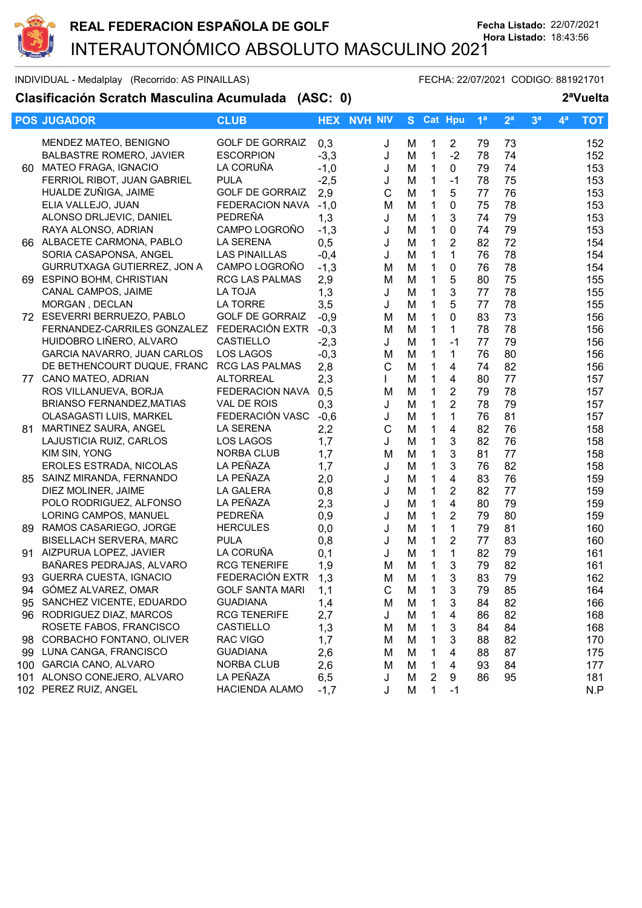# REAL FEDERACION ESPAÑOLA DE GOLF

Fecha Listado: 22/07/2021
Hora Listado: 18:43:56

## INTERAUTONÓMICO ABSOLUTO MASCULINO 2021

INDIVIDUAL - Medalplay (Recorrido: AS PINAILLAS) FECHA: 22/07/2021 CODIGO: 881921701

### Clasificación Scratch Masculina Acumulada (ASC: 0) 2ªVuelta

| POS | JUGADOR | CLUB | HEX | NVH | NIV | S | Cat | Hpu | 1ª | 2ª | 3ª | 4ª | TOT |
|---|---|---|---|---|---|---|---|---|---|---|---|---|---|
| | MENDEZ MATEO, BENIGNO | GOLF DE GORRAIZ | 0,3 | | J | M | 1 | 2 | 79 | 73 | | | 152 |
| | BALBASTRE ROMERO, JAVIER | ESCORPION | -3,3 | | J | M | 1 | -2 | 78 | 74 | | | 152 |
| 60 | MATEO FRAGA, IGNACIO | LA CORUÑA | -1,0 | | J | M | 1 | 0 | 79 | 74 | | | 153 |
| | FERRIOL RIBOT, JUAN GABRIEL | PULA | -2,5 | | J | M | 1 | -1 | 78 | 75 | | | 153 |
| | HUALDE ZUÑIGA, JAIME | GOLF DE GORRAIZ | 2,9 | | C | M | 1 | 5 | 77 | 76 | | | 153 |
| | ELIA VALLEJO, JUAN | FEDERACION NAVA | -1,0 | | M | M | 1 | 0 | 75 | 78 | | | 153 |
| | ALONSO DRLJEVIC, DANIEL | PEDREÑA | 1,3 | | J | M | 1 | 3 | 74 | 79 | | | 153 |
| | RAYA ALONSO, ADRIAN | CAMPO LOGROÑO | -1,3 | | J | M | 1 | 0 | 74 | 79 | | | 153 |
| 66 | ALBACETE CARMONA, PABLO | LA SERENA | 0,5 | | J | M | 1 | 2 | 82 | 72 | | | 154 |
| | SORIA CASAPONSA, ANGEL | LAS PINAILLAS | -0,4 | | J | M | 1 | 1 | 76 | 78 | | | 154 |
| | GURRUTXAGA GUTIERREZ, JON A | CAMPO LOGROÑO | -1,3 | | M | M | 1 | 0 | 76 | 78 | | | 154 |
| 69 | ESPINO BOHM, CHRISTIAN | RCG LAS PALMAS | 2,9 | | M | M | 1 | 5 | 80 | 75 | | | 155 |
| | CANAL CAMPOS, JAIME | LA TOJA | 1,3 | | J | M | 1 | 3 | 77 | 78 | | | 155 |
| | MORGAN , DECLAN | LA TORRE | 3,5 | | J | M | 1 | 5 | 77 | 78 | | | 155 |
| 72 | ESEVERRI BERRUEZO, PABLO | GOLF DE GORRAIZ | -0,9 | | M | M | 1 | 0 | 83 | 73 | | | 156 |
| | FERNANDEZ-CARRILES GONZALEZ | FEDERACIÓN EXTR | -0,3 | | M | M | 1 | 1 | 78 | 78 | | | 156 |
| | HUIDOBRO LIÑERO, ALVARO | CASTIELLO | -2,3 | | J | M | 1 | -1 | 77 | 79 | | | 156 |
| | GARCIA NAVARRO, JUAN CARLOS | LOS LAGOS | -0,3 | | M | M | 1 | 1 | 76 | 80 | | | 156 |
| | DE BETHENCOURT DUQUE, FRANC | RCG LAS PALMAS | 2,8 | | C | M | 1 | 4 | 74 | 82 | | | 156 |
| 77 | CANO MATEO, ADRIAN | ALTORREAL | 2,3 | | I | M | 1 | 4 | 80 | 77 | | | 157 |
| | ROS VILLANUEVA, BORJA | FEDERACION NAVA | 0,5 | | M | M | 1 | 2 | 79 | 78 | | | 157 |
| | BRIANSO FERNANDEZ,MATIAS | VAL DE ROIS | 0,3 | | J | M | 1 | 2 | 78 | 79 | | | 157 |
| | OLASAGASTI LUIS, MARKEL | FEDERACIÓN VASC | -0,6 | | J | M | 1 | 1 | 76 | 81 | | | 157 |
| 81 | MARTINEZ SAURA, ANGEL | LA SERENA | 2,2 | | C | M | 1 | 4 | 82 | 76 | | | 158 |
| | LAJUSTICIA RUIZ, CARLOS | LOS LAGOS | 1,7 | | J | M | 1 | 3 | 82 | 76 | | | 158 |
| | KIM SIN, YONG | NORBA CLUB | 1,7 | | M | M | 1 | 3 | 81 | 77 | | | 158 |
| | EROLES ESTRADA, NICOLAS | LA PEÑAZA | 1,7 | | J | M | 1 | 3 | 76 | 82 | | | 158 |
| 85 | SAINZ MIRANDA, FERNANDO | LA PEÑAZA | 2,0 | | J | M | 1 | 4 | 83 | 76 | | | 159 |
| | DIEZ MOLINER, JAIME | LA GALERA | 0,8 | | J | M | 1 | 2 | 82 | 77 | | | 159 |
| | POLO RODRIGUEZ, ALFONSO | LA PEÑAZA | 2,3 | | J | M | 1 | 4 | 80 | 79 | | | 159 |
| | LORING CAMPOS, MANUEL | PEDREÑA | 0,9 | | J | M | 1 | 2 | 79 | 80 | | | 159 |
| 89 | RAMOS CASARIEGO, JORGE | HERCULES | 0,0 | | J | M | 1 | 1 | 79 | 81 | | | 160 |
| | BISELLACH SERVERA, MARC | PULA | 0,8 | | J | M | 1 | 2 | 77 | 83 | | | 160 |
| 91 | AIZPURUA LOPEZ, JAVIER | LA CORUÑA | 0,1 | | J | M | 1 | 1 | 82 | 79 | | | 161 |
| | BAÑARES PEDRAJAS, ALVARO | RCG TENERIFE | 1,9 | | M | M | 1 | 3 | 79 | 82 | | | 161 |
| 93 | GUERRA CUESTA, IGNACIO | FEDERACIÓN EXTR | 1,3 | | M | M | 1 | 3 | 83 | 79 | | | 162 |
| 94 | GÓMEZ ALVAREZ, OMAR | GOLF SANTA MARI | 1,1 | | C | M | 1 | 3 | 79 | 85 | | | 164 |
| 95 | SANCHEZ VICENTE, EDUARDO | GUADIANA | 1,4 | | M | M | 1 | 3 | 84 | 82 | | | 166 |
| 96 | RODRIGUEZ DIAZ, MARCOS | RCG TENERIFE | 2,7 | | J | M | 1 | 4 | 86 | 82 | | | 168 |
| | ROSETE FABOS, FRANCISCO | CASTIELLO | 1,3 | | M | M | 1 | 3 | 84 | 84 | | | 168 |
| 98 | CORBACHO FONTANO, OLIVER | RAC VIGO | 1,7 | | M | M | 1 | 3 | 88 | 82 | | | 170 |
| 99 | LUNA CANGA, FRANCISCO | GUADIANA | 2,6 | | M | M | 1 | 4 | 88 | 87 | | | 175 |
| 100 | GARCIA CANO, ALVARO | NORBA CLUB | 2,6 | | M | M | 1 | 4 | 93 | 84 | | | 177 |
| 101 | ALONSO CONEJERO, ALVARO | LA PEÑAZA | 6,5 | | J | M | 2 | 9 | 86 | 95 | | | 181 |
| 102 | PEREZ RUIZ, ANGEL | HACIENDA ALAMO | -1,7 | | J | M | 1 | -1 | | | | | N.P |